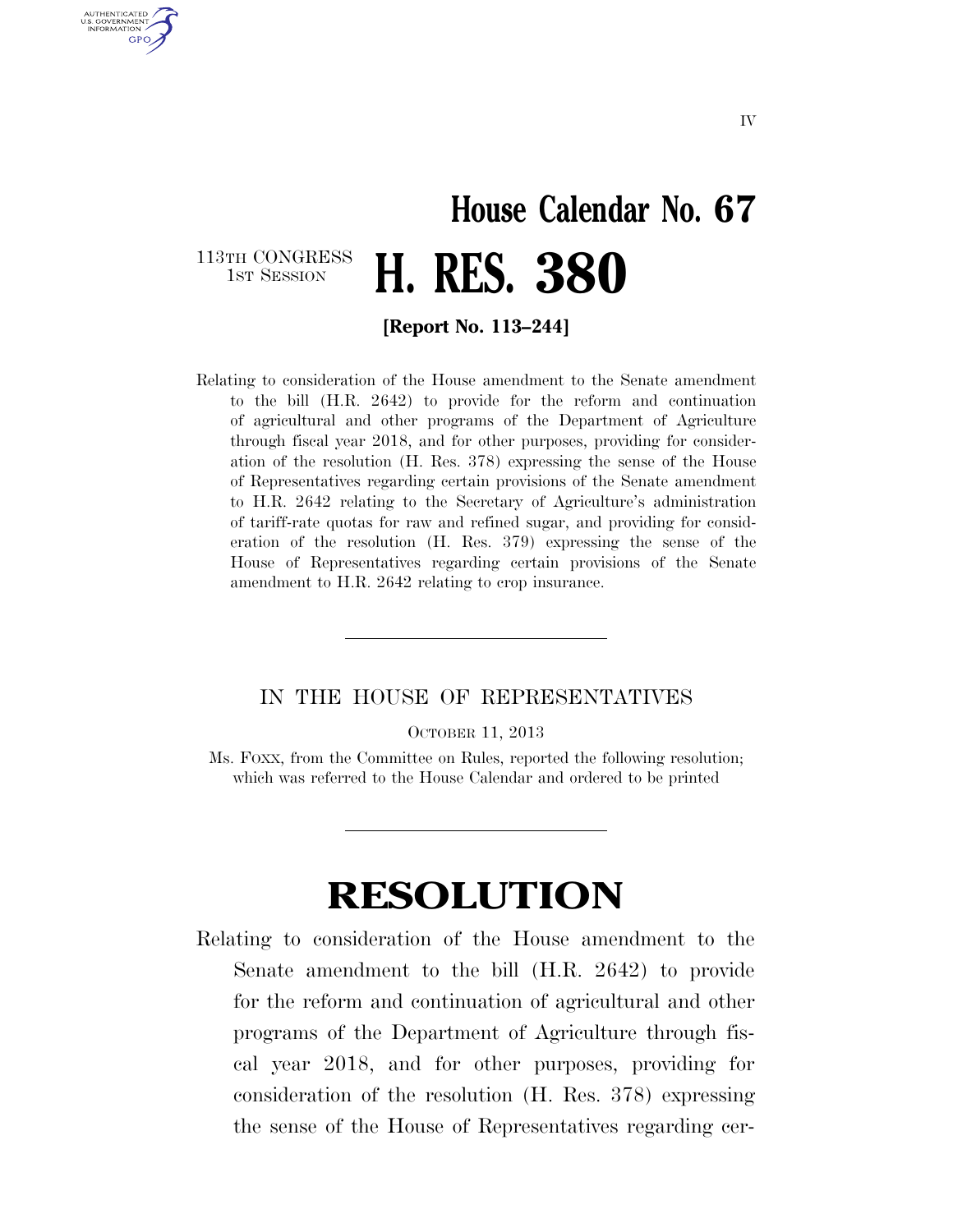# House Calendar No. 67

113TH CONGRESS
1ST SESSION

# H. RES. 380

**[Report No. 113–244]**

Relating to consideration of the House amendment to the Senate amendment to the bill (H.R. 2642) to provide for the reform and continuation of agricultural and other programs of the Department of Agriculture through fiscal year 2018, and for other purposes, providing for consideration of the resolution (H. Res. 378) expressing the sense of the House of Representatives regarding certain provisions of the Senate amendment to H.R. 2642 relating to the Secretary of Agriculture's administration of tariff-rate quotas for raw and refined sugar, and providing for consideration of the resolution (H. Res. 379) expressing the sense of the House of Representatives regarding certain provisions of the Senate amendment to H.R. 2642 relating to crop insurance.

---

IN THE HOUSE OF REPRESENTATIVES

OCTOBER 11, 2013

Ms. FOXX, from the Committee on Rules, reported the following resolution; which was referred to the House Calendar and ordered to be printed

---

# RESOLUTION

Relating to consideration of the House amendment to the Senate amendment to the bill (H.R. 2642) to provide for the reform and continuation of agricultural and other programs of the Department of Agriculture through fiscal year 2018, and for other purposes, providing for consideration of the resolution (H. Res. 378) expressing the sense of the House of Representatives regarding cer-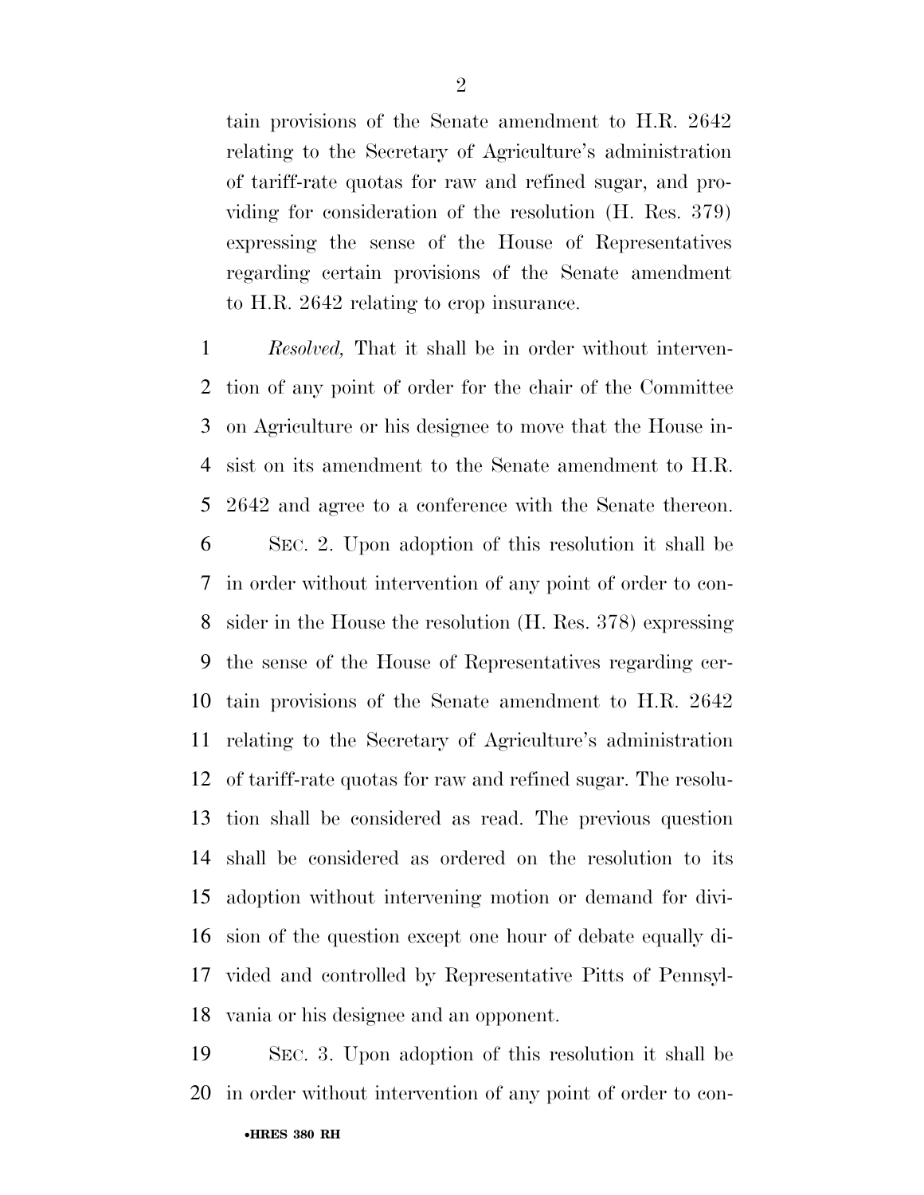tain provisions of the Senate amendment to H.R. 2642 relating to the Secretary of Agriculture's administration of tariff-rate quotas for raw and refined sugar, and providing for consideration of the resolution (H. Res. 379) expressing the sense of the House of Representatives regarding certain provisions of the Senate amendment to H.R. 2642 relating to crop insurance.

1 *Resolved,* That it shall be in order without interven-
2 tion of any point of order for the chair of the Committee
3 on Agriculture or his designee to move that the House in-
4 sist on its amendment to the Senate amendment to H.R.
5 2642 and agree to a conference with the Senate thereon.

6 SEC. 2. Upon adoption of this resolution it shall be
7 in order without intervention of any point of order to con-
8 sider in the House the resolution (H. Res. 378) expressing
9 the sense of the House of Representatives regarding cer-
10 tain provisions of the Senate amendment to H.R. 2642
11 relating to the Secretary of Agriculture's administration
12 of tariff-rate quotas for raw and refined sugar. The resolu-
13 tion shall be considered as read. The previous question
14 shall be considered as ordered on the resolution to its
15 adoption without intervening motion or demand for divi-
16 sion of the question except one hour of debate equally di-
17 vided and controlled by Representative Pitts of Pennsyl-
18 vania or his designee and an opponent.

19 SEC. 3. Upon adoption of this resolution it shall be
20 in order without intervention of any point of order to con-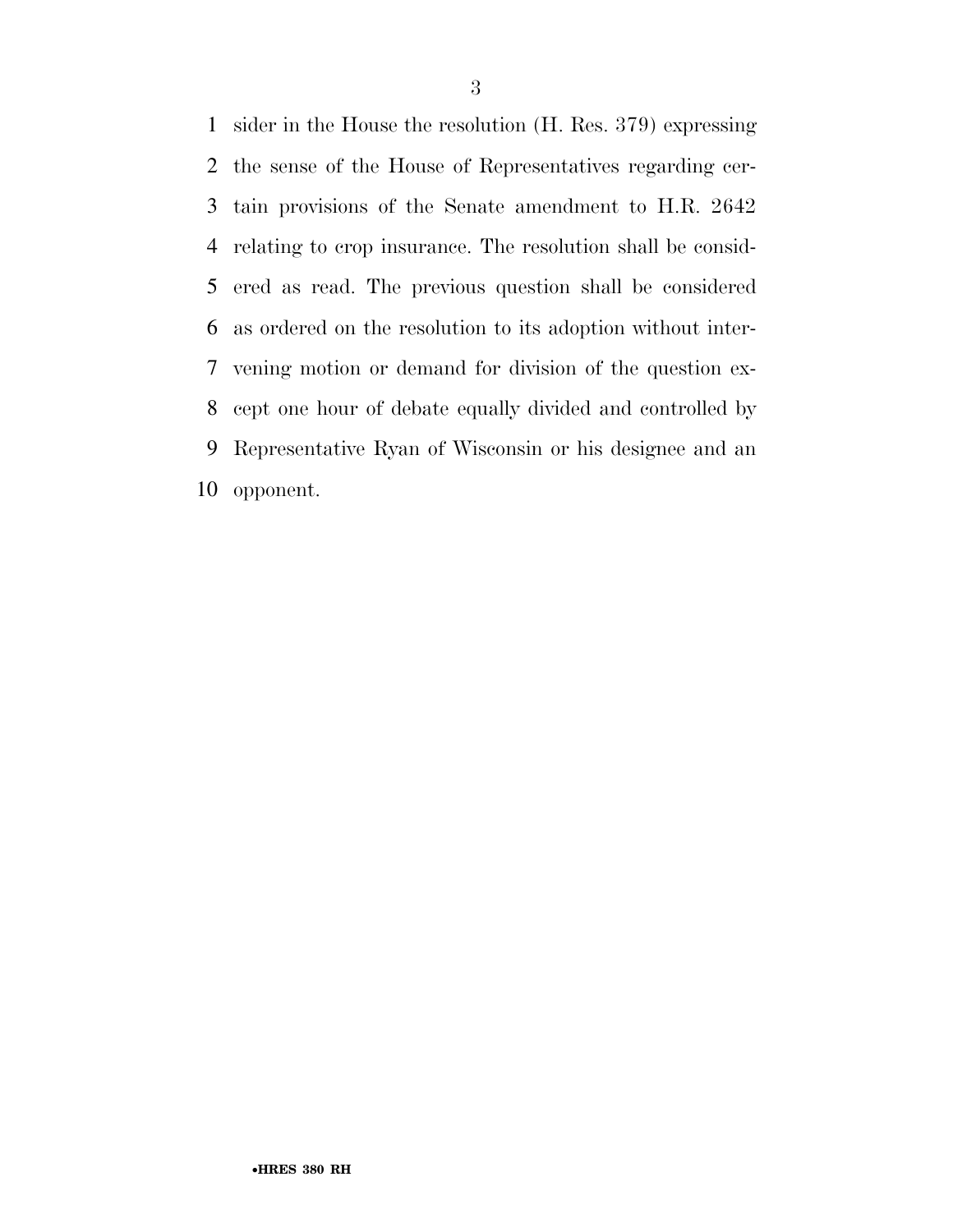sider in the House the resolution (H. Res. 379) expressing the sense of the House of Representatives regarding certain provisions of the Senate amendment to H.R. 2642 relating to crop insurance. The resolution shall be considered as read. The previous question shall be considered as ordered on the resolution to its adoption without intervening motion or demand for division of the question except one hour of debate equally divided and controlled by Representative Ryan of Wisconsin or his designee and an opponent.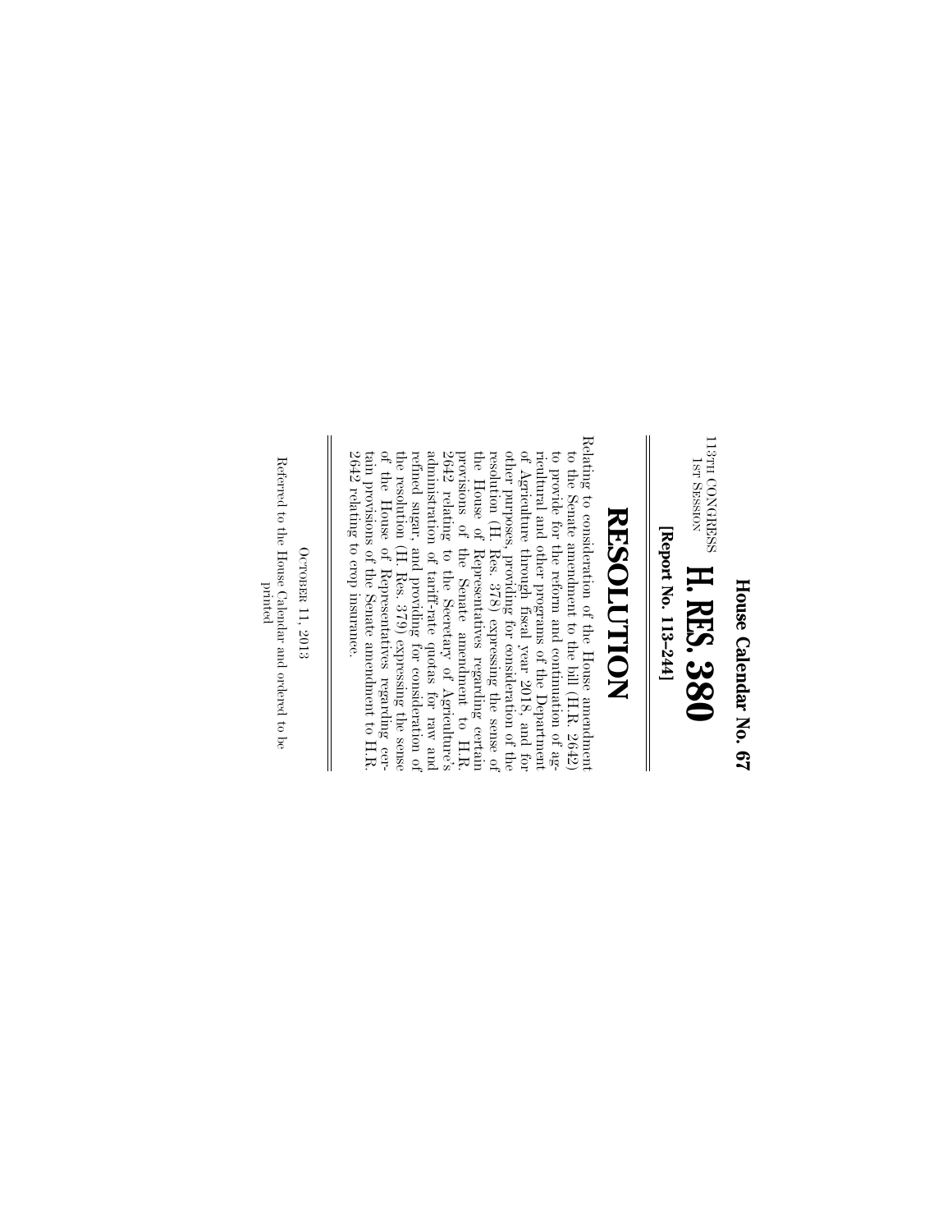House Calendar No. 67

113TH CONGRESS
1ST SESSION

# H. RES. 380

**[Report No. 113–244]**

# RESOLUTION

Relating to consideration of the House amendment to the Senate amendment to the bill (H.R. 2642) to provide for the reform and continuation of agricultural and other programs of the Department of Agriculture through fiscal year 2018, and for other purposes, providing for consideration of the resolution (H. Res. 378) expressing the sense of the House of Representatives regarding certain provisions of the Senate amendment to H.R. 2642 relating to the Secretary of Agriculture's administration of tariff-rate quotas for raw and refined sugar, and providing for consideration of the resolution (H. Res. 379) expressing the sense of the House of Representatives regarding certain provisions of the Senate amendment to H.R. 2642 relating to crop insurance.

---

OCTOBER 11, 2013

Referred to the House Calendar and ordered to be printed